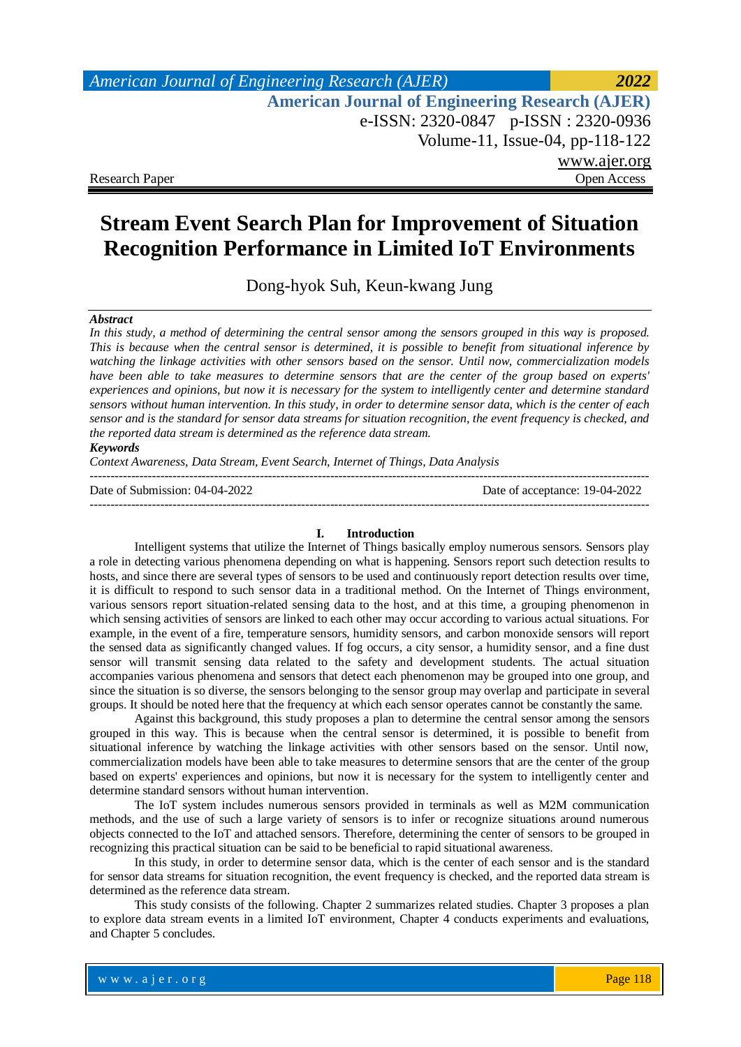Research Paper | Open Access

# Stream Event Search Plan for Improvement of Situation Recognition Performance in Limited IoT Environments

Dong-hyok Suh, Keun-kwang Jung

***Abstract***

*In this study, a method of determining the central sensor among the sensors grouped in this way is proposed. This is because when the central sensor is determined, it is possible to benefit from situational inference by watching the linkage activities with other sensors based on the sensor. Until now, commercialization models have been able to take measures to determine sensors that are the center of the group based on experts' experiences and opinions, but now it is necessary for the system to intelligently center and determine standard sensors without human intervention. In this study, in order to determine sensor data, which is the center of each sensor and is the standard for sensor data streams for situation recognition, the event frequency is checked, and the reported data stream is determined as the reference data stream.*

***Keywords***

*Context Awareness, Data Stream, Event Search, Internet of Things, Data Analysis*

---

Date of Submission: 04-04-2022 | Date of acceptance: 19-04-2022

---

## I. Introduction

Intelligent systems that utilize the Internet of Things basically employ numerous sensors. Sensors play a role in detecting various phenomena depending on what is happening. Sensors report such detection results to hosts, and since there are several types of sensors to be used and continuously report detection results over time, it is difficult to respond to such sensor data in a traditional method. On the Internet of Things environment, various sensors report situation-related sensing data to the host, and at this time, a grouping phenomenon in which sensing activities of sensors are linked to each other may occur according to various actual situations. For example, in the event of a fire, temperature sensors, humidity sensors, and carbon monoxide sensors will report the sensed data as significantly changed values. If fog occurs, a city sensor, a humidity sensor, and a fine dust sensor will transmit sensing data related to the safety and development students. The actual situation accompanies various phenomena and sensors that detect each phenomenon may be grouped into one group, and since the situation is so diverse, the sensors belonging to the sensor group may overlap and participate in several groups. It should be noted here that the frequency at which each sensor operates cannot be constantly the same.

Against this background, this study proposes a plan to determine the central sensor among the sensors grouped in this way. This is because when the central sensor is determined, it is possible to benefit from situational inference by watching the linkage activities with other sensors based on the sensor. Until now, commercialization models have been able to take measures to determine sensors that are the center of the group based on experts' experiences and opinions, but now it is necessary for the system to intelligently center and determine standard sensors without human intervention.

The IoT system includes numerous sensors provided in terminals as well as M2M communication methods, and the use of such a large variety of sensors is to infer or recognize situations around numerous objects connected to the IoT and attached sensors. Therefore, determining the center of sensors to be grouped in recognizing this practical situation can be said to be beneficial to rapid situational awareness.

In this study, in order to determine sensor data, which is the center of each sensor and is the standard for sensor data streams for situation recognition, the event frequency is checked, and the reported data stream is determined as the reference data stream.

This study consists of the following. Chapter 2 summarizes related studies. Chapter 3 proposes a plan to explore data stream events in a limited IoT environment, Chapter 4 conducts experiments and evaluations, and Chapter 5 concludes.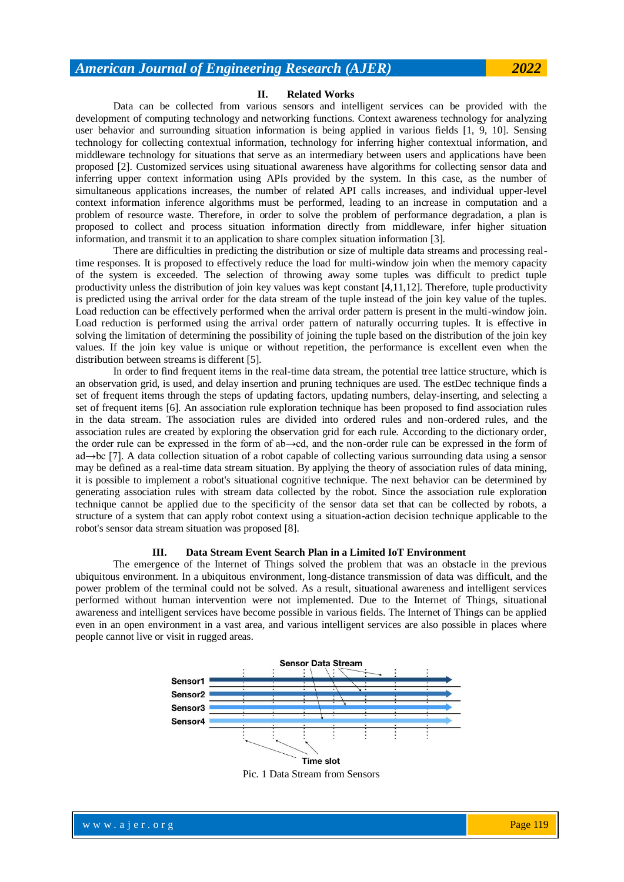## II. Related Works

Data can be collected from various sensors and intelligent services can be provided with the development of computing technology and networking functions. Context awareness technology for analyzing user behavior and surrounding situation information is being applied in various fields [1, 9, 10]. Sensing technology for collecting contextual information, technology for inferring higher contextual information, and middleware technology for situations that serve as an intermediary between users and applications have been proposed [2]. Customized services using situational awareness have algorithms for collecting sensor data and inferring upper context information using APIs provided by the system. In this case, as the number of simultaneous applications increases, the number of related API calls increases, and individual upper-level context information inference algorithms must be performed, leading to an increase in computation and a problem of resource waste. Therefore, in order to solve the problem of performance degradation, a plan is proposed to collect and process situation information directly from middleware, infer higher situation information, and transmit it to an application to share complex situation information [3].

There are difficulties in predicting the distribution or size of multiple data streams and processing real-time responses. It is proposed to effectively reduce the load for multi-window join when the memory capacity of the system is exceeded. The selection of throwing away some tuples was difficult to predict tuple productivity unless the distribution of join key values was kept constant [4,11,12]. Therefore, tuple productivity is predicted using the arrival order for the data stream of the tuple instead of the join key value of the tuples. Load reduction can be effectively performed when the arrival order pattern is present in the multi-window join. Load reduction is performed using the arrival order pattern of naturally occurring tuples. It is effective in solving the limitation of determining the possibility of joining the tuple based on the distribution of the join key values. If the join key value is unique or without repetition, the performance is excellent even when the distribution between streams is different [5].

In order to find frequent items in the real-time data stream, the potential tree lattice structure, which is an observation grid, is used, and delay insertion and pruning techniques are used. The estDec technique finds a set of frequent items through the steps of updating factors, updating numbers, delay-inserting, and selecting a set of frequent items [6]. An association rule exploration technique has been proposed to find association rules in the data stream. The association rules are divided into ordered rules and non-ordered rules, and the association rules are created by exploring the observation grid for each rule. According to the dictionary order, the order rule can be expressed in the form of ab→cd, and the non-order rule can be expressed in the form of ad→bc [7]. A data collection situation of a robot capable of collecting various surrounding data using a sensor may be defined as a real-time data stream situation. By applying the theory of association rules of data mining, it is possible to implement a robot's situational cognitive technique. The next behavior can be determined by generating association rules with stream data collected by the robot. Since the association rule exploration technique cannot be applied due to the specificity of the sensor data set that can be collected by robots, a structure of a system that can apply robot context using a situation-action decision technique applicable to the robot's sensor data stream situation was proposed [8].

## III. Data Stream Event Search Plan in a Limited IoT Environment

The emergence of the Internet of Things solved the problem that was an obstacle in the previous ubiquitous environment. In a ubiquitous environment, long-distance transmission of data was difficult, and the power problem of the terminal could not be solved. As a result, situational awareness and intelligent services performed without human intervention were not implemented. Due to the Internet of Things, situational awareness and intelligent services have become possible in various fields. The Internet of Things can be applied even in an open environment in a vast area, and various intelligent services are also possible in places where people cannot live or visit in rugged areas.

Pic. 1 Data Stream from Sensors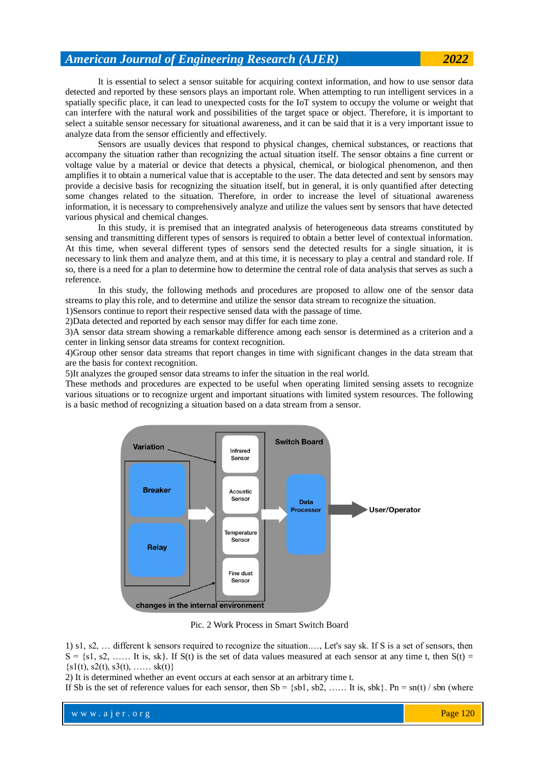It is essential to select a sensor suitable for acquiring context information, and how to use sensor data detected and reported by these sensors plays an important role. When attempting to run intelligent services in a spatially specific place, it can lead to unexpected costs for the IoT system to occupy the volume or weight that can interfere with the natural work and possibilities of the target space or object. Therefore, it is important to select a suitable sensor necessary for situational awareness, and it can be said that it is a very important issue to analyze data from the sensor efficiently and effectively.

Sensors are usually devices that respond to physical changes, chemical substances, or reactions that accompany the situation rather than recognizing the actual situation itself. The sensor obtains a fine current or voltage value by a material or device that detects a physical, chemical, or biological phenomenon, and then amplifies it to obtain a numerical value that is acceptable to the user. The data detected and sent by sensors may provide a decisive basis for recognizing the situation itself, but in general, it is only quantified after detecting some changes related to the situation. Therefore, in order to increase the level of situational awareness information, it is necessary to comprehensively analyze and utilize the values sent by sensors that have detected various physical and chemical changes.

In this study, it is premised that an integrated analysis of heterogeneous data streams constituted by sensing and transmitting different types of sensors is required to obtain a better level of contextual information. At this time, when several different types of sensors send the detected results for a single situation, it is necessary to link them and analyze them, and at this time, it is necessary to play a central and standard role. If so, there is a need for a plan to determine how to determine the central role of data analysis that serves as such a reference.

In this study, the following methods and procedures are proposed to allow one of the sensor data streams to play this role, and to determine and utilize the sensor data stream to recognize the situation.

1)Sensors continue to report their respective sensed data with the passage of time.

2)Data detected and reported by each sensor may differ for each time zone.

3)A sensor data stream showing a remarkable difference among each sensor is determined as a criterion and a center in linking sensor data streams for context recognition.

4)Group other sensor data streams that report changes in time with significant changes in the data stream that are the basis for context recognition.

5)It analyzes the grouped sensor data streams to infer the situation in the real world.

These methods and procedures are expected to be useful when operating limited sensing assets to recognize various situations or to recognize urgent and important situations with limited system resources. The following is a basic method of recognizing a situation based on a data stream from a sensor.

Pic. 2 Work Process in Smart Switch Board

1) s1, s2, … different k sensors required to recognize the situation.…, Let's say sk. If S is a set of sensors, then S = {s1, s2, …… It is, sk}. If S(t) is the set of data values measured at each sensor at any time t, then S(t) = {s1(t), s2(t), s3(t), …… sk(t)}

2) It is determined whether an event occurs at each sensor at an arbitrary time t.

If Sb is the set of reference values for each sensor, then Sb = {sb1, sb2, …… It is, sbk}. Pn = sn(t) / sbn (where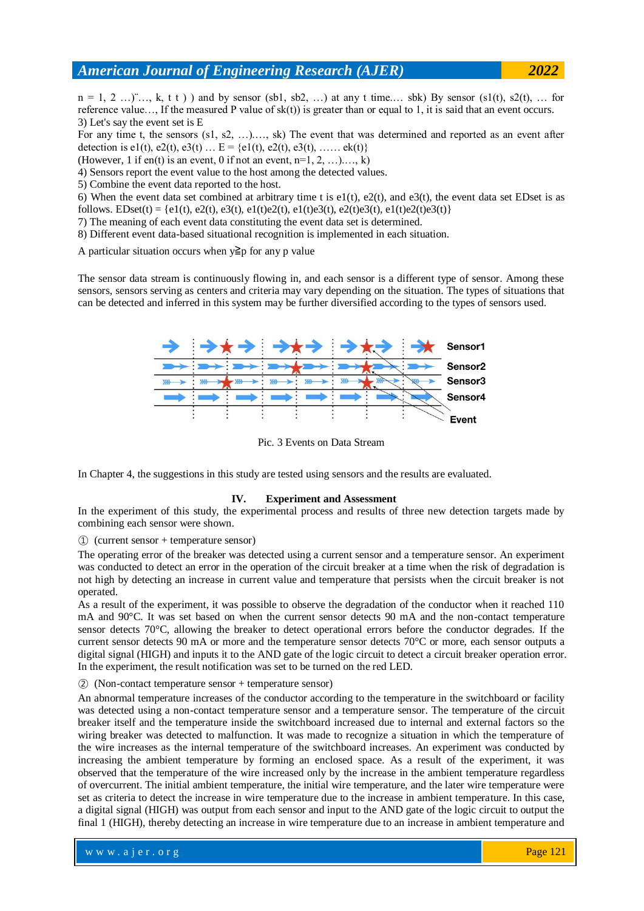n = 1, 2 …)¨…, k, t t ) ) and by sensor (sb1, sb2, …) at any t time.… sbk) By sensor (s1(t), s2(t), … for reference value…, If the measured P value of sk(t)) is greater than or equal to 1, it is said that an event occurs.

3) Let's say the event set is E

For any time t, the sensors (s1, s2, …).…, sk) The event that was determined and reported as an event after detection is e1(t), e2(t), e3(t) … E = {e1(t), e2(t), e3(t), …… ek(t)}

(However, 1 if en(t) is an event, 0 if not an event, n=1, 2, …).…, k)

4) Sensors report the event value to the host among the detected values.

5) Combine the event data reported to the host.

6) When the event data set combined at arbitrary time t is e1(t), e2(t), and e3(t), the event data set EDset is as follows. EDset(t) = {e1(t), e2(t), e3(t), e1(t)e2(t), e1(t)e3(t), e2(t)e3(t), e1(t)e2(t)e3(t)}

7) The meaning of each event data constituting the event data set is determined.

8) Different event data-based situational recognition is implemented in each situation.

A particular situation occurs when y≧p for any p value

The sensor data stream is continuously flowing in, and each sensor is a different type of sensor. Among these sensors, sensors serving as centers and criteria may vary depending on the situation. The types of situations that can be detected and inferred in this system may be further diversified according to the types of sensors used.

Pic. 3 Events on Data Stream

In Chapter 4, the suggestions in this study are tested using sensors and the results are evaluated.

## IV. Experiment and Assessment

In the experiment of this study, the experimental process and results of three new detection targets made by combining each sensor were shown.

① (current sensor + temperature sensor)

The operating error of the breaker was detected using a current sensor and a temperature sensor. An experiment was conducted to detect an error in the operation of the circuit breaker at a time when the risk of degradation is not high by detecting an increase in current value and temperature that persists when the circuit breaker is not operated.

As a result of the experiment, it was possible to observe the degradation of the conductor when it reached 110 mA and 90°C. It was set based on when the current sensor detects 90 mA and the non-contact temperature sensor detects 70°C, allowing the breaker to detect operational errors before the conductor degrades. If the current sensor detects 90 mA or more and the temperature sensor detects 70°C or more, each sensor outputs a digital signal (HIGH) and inputs it to the AND gate of the logic circuit to detect a circuit breaker operation error. In the experiment, the result notification was set to be turned on the red LED.

② (Non-contact temperature sensor + temperature sensor)

An abnormal temperature increases of the conductor according to the temperature in the switchboard or facility was detected using a non-contact temperature sensor and a temperature sensor. The temperature of the circuit breaker itself and the temperature inside the switchboard increased due to internal and external factors so the wiring breaker was detected to malfunction. It was made to recognize a situation in which the temperature of the wire increases as the internal temperature of the switchboard increases. An experiment was conducted by increasing the ambient temperature by forming an enclosed space. As a result of the experiment, it was observed that the temperature of the wire increased only by the increase in the ambient temperature regardless of overcurrent. The initial ambient temperature, the initial wire temperature, and the later wire temperature were set as criteria to detect the increase in wire temperature due to the increase in ambient temperature. In this case, a digital signal (HIGH) was output from each sensor and input to the AND gate of the logic circuit to output the final 1 (HIGH), thereby detecting an increase in wire temperature due to an increase in ambient temperature and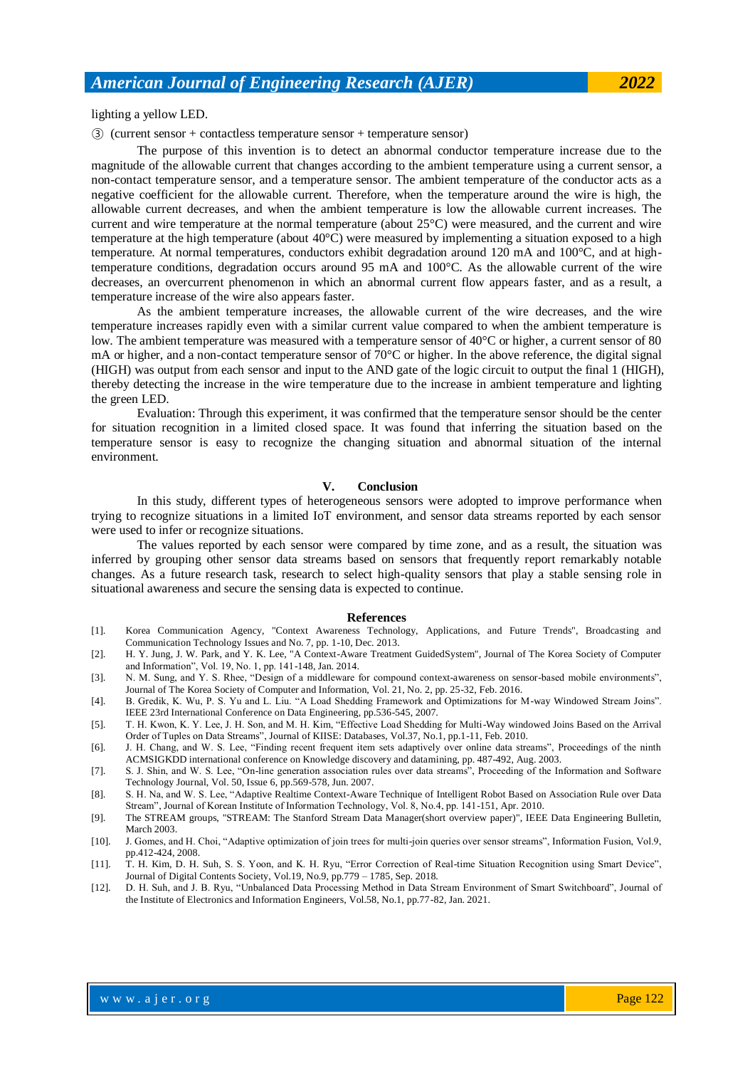lighting a yellow LED.

③ (current sensor + contactless temperature sensor + temperature sensor)

The purpose of this invention is to detect an abnormal conductor temperature increase due to the magnitude of the allowable current that changes according to the ambient temperature using a current sensor, a non-contact temperature sensor, and a temperature sensor. The ambient temperature of the conductor acts as a negative coefficient for the allowable current. Therefore, when the temperature around the wire is high, the allowable current decreases, and when the ambient temperature is low the allowable current increases. The current and wire temperature at the normal temperature (about 25°C) were measured, and the current and wire temperature at the high temperature (about 40°C) were measured by implementing a situation exposed to a high temperature. At normal temperatures, conductors exhibit degradation around 120 mA and 100°C, and at high-temperature conditions, degradation occurs around 95 mA and 100°C. As the allowable current of the wire decreases, an overcurrent phenomenon in which an abnormal current flow appears faster, and as a result, a temperature increase of the wire also appears faster.

As the ambient temperature increases, the allowable current of the wire decreases, and the wire temperature increases rapidly even with a similar current value compared to when the ambient temperature is low. The ambient temperature was measured with a temperature sensor of 40°C or higher, a current sensor of 80 mA or higher, and a non-contact temperature sensor of 70°C or higher. In the above reference, the digital signal (HIGH) was output from each sensor and input to the AND gate of the logic circuit to output the final 1 (HIGH), thereby detecting the increase in the wire temperature due to the increase in ambient temperature and lighting the green LED.

Evaluation: Through this experiment, it was confirmed that the temperature sensor should be the center for situation recognition in a limited closed space. It was found that inferring the situation based on the temperature sensor is easy to recognize the changing situation and abnormal situation of the internal environment.

## V. Conclusion

In this study, different types of heterogeneous sensors were adopted to improve performance when trying to recognize situations in a limited IoT environment, and sensor data streams reported by each sensor were used to infer or recognize situations.

The values reported by each sensor were compared by time zone, and as a result, the situation was inferred by grouping other sensor data streams based on sensors that frequently report remarkably notable changes. As a future research task, research to select high-quality sensors that play a stable sensing role in situational awareness and secure the sensing data is expected to continue.

## References

[1]. Korea Communication Agency, "Context Awareness Technology, Applications, and Future Trends", Broadcasting and Communication Technology Issues and No. 7, pp. 1-10, Dec. 2013.

[2]. H. Y. Jung, J. W. Park, and Y. K. Lee, "A Context-Aware Treatment GuidedSystem", Journal of The Korea Society of Computer and Information", Vol. 19, No. 1, pp. 141-148, Jan. 2014.

[3]. N. M. Sung, and Y. S. Rhee, "Design of a middleware for compound context-awareness on sensor-based mobile environments", Journal of The Korea Society of Computer and Information, Vol. 21, No. 2, pp. 25-32, Feb. 2016.

[4]. B. Gredik, K. Wu, P. S. Yu and L. Liu. "A Load Shedding Framework and Optimizations for M-way Windowed Stream Joins". IEEE 23rd International Conference on Data Engineering, pp.536-545, 2007.

[5]. T. H. Kwon, K. Y. Lee, J. H. Son, and M. H. Kim, "Effective Load Shedding for Multi-Way windowed Joins Based on the Arrival Order of Tuples on Data Streams", Journal of KIISE: Databases, Vol.37, No.1, pp.1-11, Feb. 2010.

[6]. J. H. Chang, and W. S. Lee, "Finding recent frequent item sets adaptively over online data streams", Proceedings of the ninth ACMSIGKDD international conference on Knowledge discovery and datamining, pp. 487-492, Aug. 2003.

[7]. S. J. Shin, and W. S. Lee, "On-line generation association rules over data streams", Proceeding of the Information and Software Technology Journal, Vol. 50, Issue 6, pp.569-578, Jun. 2007.

[8]. S. H. Na, and W. S. Lee, "Adaptive Realtime Context-Aware Technique of Intelligent Robot Based on Association Rule over Data Stream", Journal of Korean Institute of Information Technology, Vol. 8, No.4, pp. 141-151, Apr. 2010.

[9]. The STREAM groups, "STREAM: The Stanford Stream Data Manager(short overview paper)", IEEE Data Engineering Bulletin, March 2003.

[10]. J. Gomes, and H. Choi, "Adaptive optimization of join trees for multi-join queries over sensor streams", Information Fusion, Vol.9, pp.412-424, 2008.

[11]. T. H. Kim, D. H. Suh, S. S. Yoon, and K. H. Ryu, "Error Correction of Real-time Situation Recognition using Smart Device", Journal of Digital Contents Society, Vol.19, No.9, pp.779 – 1785, Sep. 2018.

[12]. D. H. Suh, and J. B. Ryu, "Unbalanced Data Processing Method in Data Stream Environment of Smart Switchboard", Journal of the Institute of Electronics and Information Engineers, Vol.58, No.1, pp.77-82, Jan. 2021.